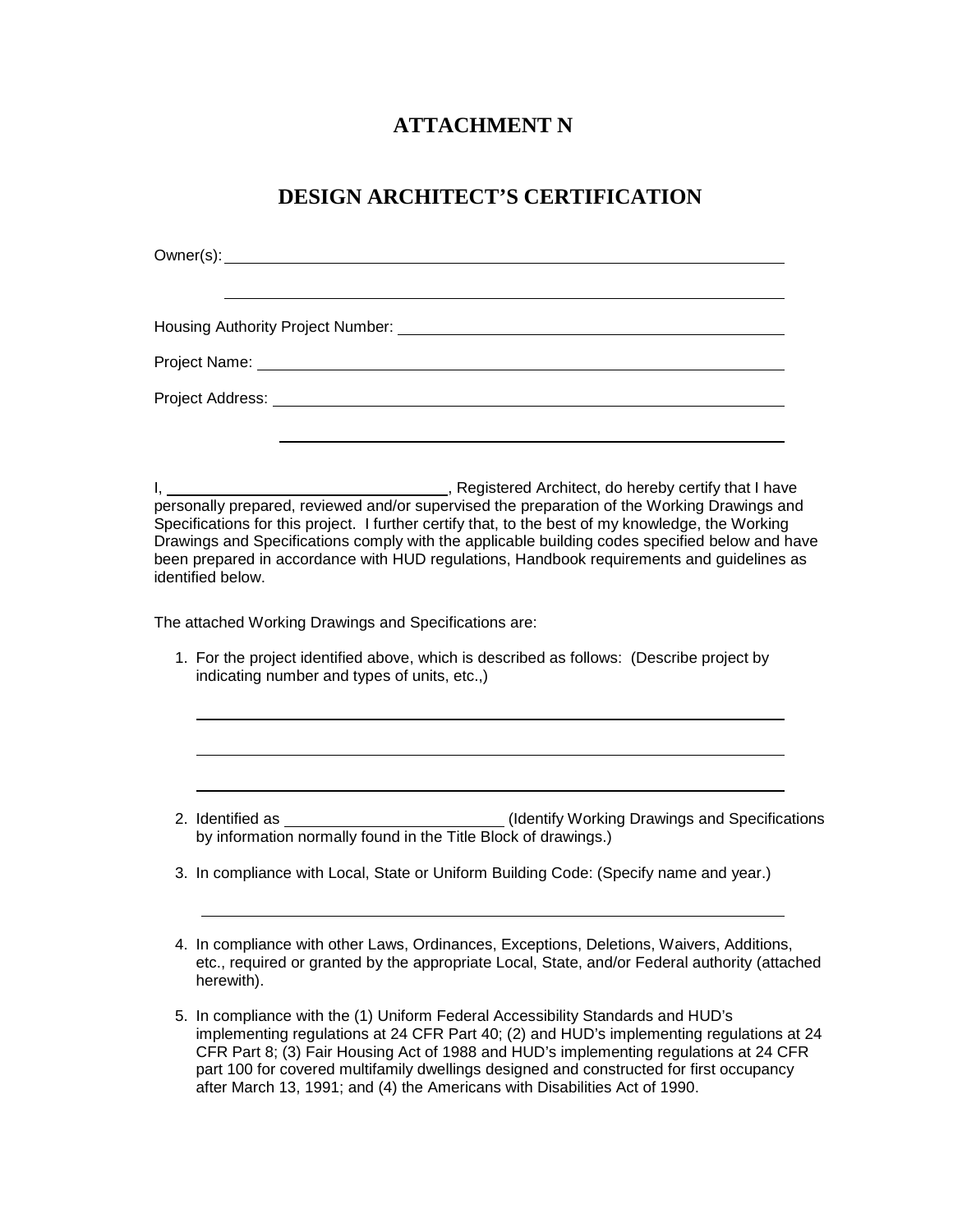# ATTACHMENT N

## DESIGN ARCHITECT'S CERTIFICATION

Owner(s): ______________________________________________

______________________________________________

Housing Authority Project Number: ______________________

Project Name: ______________________________________________

Project Address: ______________________________________________

______________________________________________

I, ______________________, Registered Architect, do hereby certify that I have personally prepared, reviewed and/or supervised the preparation of the Working Drawings and Specifications for this project. I further certify that, to the best of my knowledge, the Working Drawings and Specifications comply with the applicable building codes specified below and have been prepared in accordance with HUD regulations, Handbook requirements and guidelines as identified below.

The attached Working Drawings and Specifications are:

1. For the project identified above, which is described as follows: (Describe project by indicating number and types of units, etc.,)

   ______________________________________________

   ______________________________________________

   ______________________________________________

2. Identified as ______________________ (Identify Working Drawings and Specifications by information normally found in the Title Block of drawings.)

3. In compliance with Local, State or Uniform Building Code: (Specify name and year.)

   ______________________________________________

4. In compliance with other Laws, Ordinances, Exceptions, Deletions, Waivers, Additions, etc., required or granted by the appropriate Local, State, and/or Federal authority (attached herewith).

5. In compliance with the (1) Uniform Federal Accessibility Standards and HUD's implementing regulations at 24 CFR Part 40; (2) and HUD's implementing regulations at 24 CFR Part 8; (3) Fair Housing Act of 1988 and HUD's implementing regulations at 24 CFR part 100 for covered multifamily dwellings designed and constructed for first occupancy after March 13, 1991; and (4) the Americans with Disabilities Act of 1990.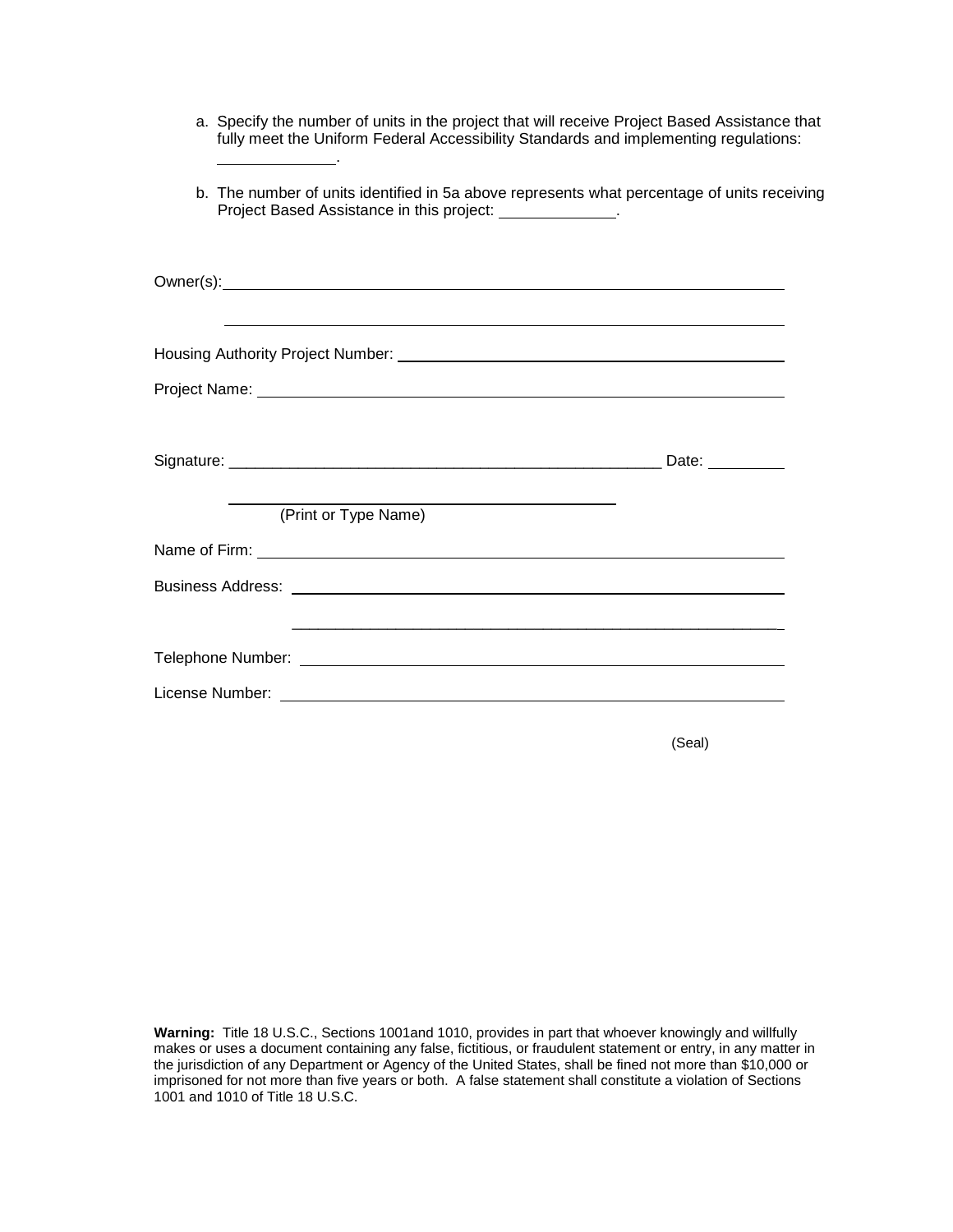a. Specify the number of units in the project that will receive Project Based Assistance that fully meet the Uniform Federal Accessibility Standards and implementing regulations: ____________.

b. The number of units identified in 5a above represents what percentage of units receiving Project Based Assistance in this project: ____________.

Owner(s): ______________________________________________________________

______________________________________________________________

Housing Authority Project Number: ____________________________________________

Project Name: ______________________________________________________________

Signature: ___________________________________________________ Date: _________

___________________________________________

(Print or Type Name)

Name of Firm: ______________________________________________________________

Business Address: ___________________________________________________________

___________________________________________________________

Telephone Number: __________________________________________________________

License Number: ____________________________________________________________

(Seal)

**Warning:** Title 18 U.S.C., Sections 1001and 1010, provides in part that whoever knowingly and willfully makes or uses a document containing any false, fictitious, or fraudulent statement or entry, in any matter in the jurisdiction of any Department or Agency of the United States, shall be fined not more than $10,000 or imprisoned for not more than five years or both. A false statement shall constitute a violation of Sections 1001 and 1010 of Title 18 U.S.C.